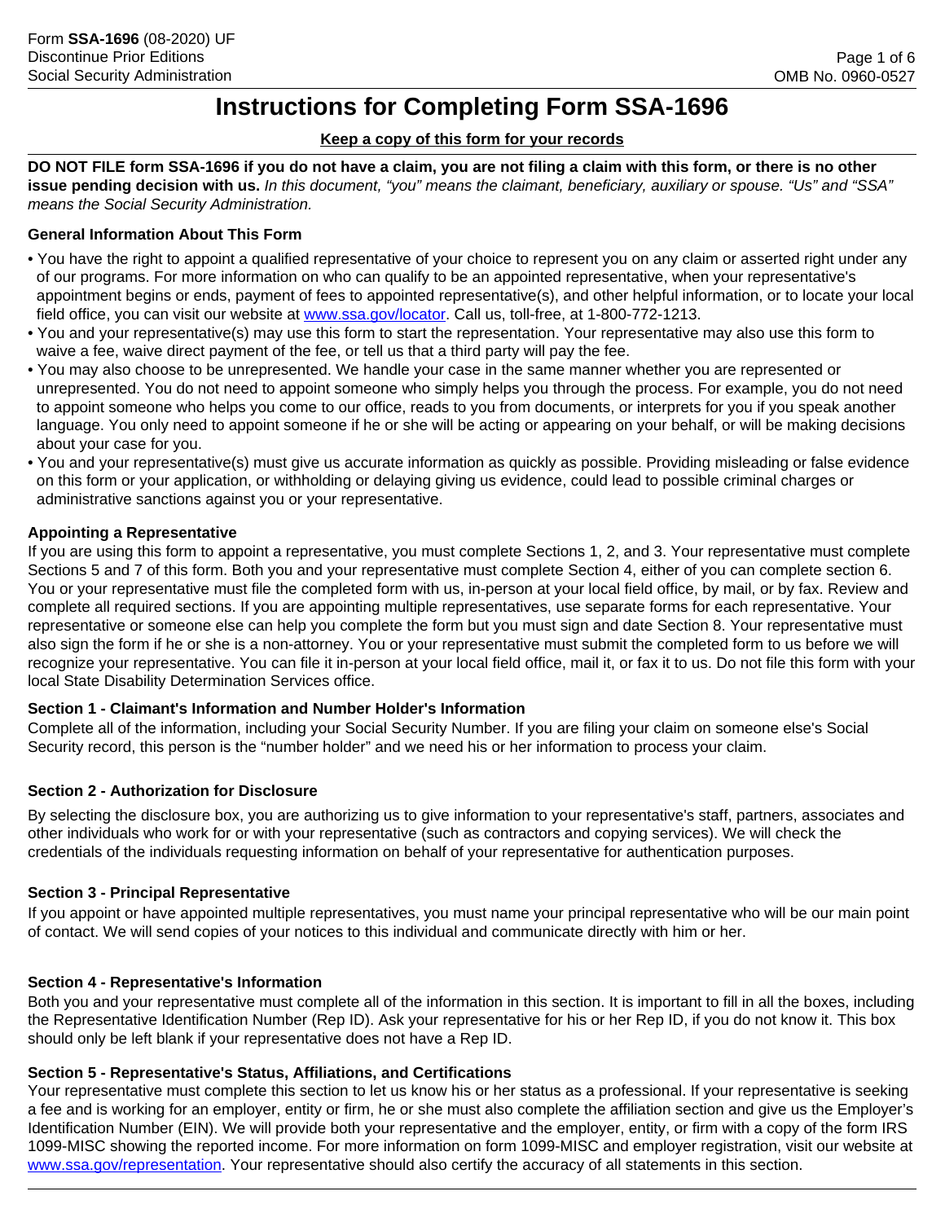# Instructions for Completing Form SSA-1696

**Keep a copy of this form for your records**

**DO NOT FILE form SSA-1696 if you do not have a claim, you are not filing a claim with this form, or there is no other issue pending decision with us.** *In this document, "you" means the claimant, beneficiary, auxiliary or spouse. "Us" and "SSA" means the Social Security Administration.*

### General Information About This Form

- You have the right to appoint a qualified representative of your choice to represent you on any claim or asserted right under any of our programs. For more information on who can qualify to be an appointed representative, when your representative's appointment begins or ends, payment of fees to appointed representative(s), and other helpful information, or to locate your local field office, you can visit our website at www.ssa.gov/locator. Call us, toll-free, at 1-800-772-1213.
- You and your representative(s) may use this form to start the representation. Your representative may also use this form to waive a fee, waive direct payment of the fee, or tell us that a third party will pay the fee.
- You may also choose to be unrepresented. We handle your case in the same manner whether you are represented or unrepresented. You do not need to appoint someone who simply helps you through the process. For example, you do not need to appoint someone who helps you come to our office, reads to you from documents, or interprets for you if you speak another language. You only need to appoint someone if he or she will be acting or appearing on your behalf, or will be making decisions about your case for you.
- You and your representative(s) must give us accurate information as quickly as possible. Providing misleading or false evidence on this form or your application, or withholding or delaying giving us evidence, could lead to possible criminal charges or administrative sanctions against you or your representative.

### Appointing a Representative

If you are using this form to appoint a representative, you must complete Sections 1, 2, and 3. Your representative must complete Sections 5 and 7 of this form. Both you and your representative must complete Section 4, either of you can complete section 6. You or your representative must file the completed form with us, in-person at your local field office, by mail, or by fax. Review and complete all required sections. If you are appointing multiple representatives, use separate forms for each representative. Your representative or someone else can help you complete the form but you must sign and date Section 8. Your representative must also sign the form if he or she is a non-attorney. You or your representative must submit the completed form to us before we will recognize your representative. You can file it in-person at your local field office, mail it, or fax it to us. Do not file this form with your local State Disability Determination Services office.

### Section 1 - Claimant's Information and Number Holder's Information

Complete all of the information, including your Social Security Number. If you are filing your claim on someone else's Social Security record, this person is the "number holder" and we need his or her information to process your claim.

### Section 2 - Authorization for Disclosure

By selecting the disclosure box, you are authorizing us to give information to your representative's staff, partners, associates and other individuals who work for or with your representative (such as contractors and copying services). We will check the credentials of the individuals requesting information on behalf of your representative for authentication purposes.

### Section 3 - Principal Representative

If you appoint or have appointed multiple representatives, you must name your principal representative who will be our main point of contact. We will send copies of your notices to this individual and communicate directly with him or her.

### Section 4 - Representative's Information

Both you and your representative must complete all of the information in this section. It is important to fill in all the boxes, including the Representative Identification Number (Rep ID). Ask your representative for his or her Rep ID, if you do not know it. This box should only be left blank if your representative does not have a Rep ID.

### Section 5 - Representative's Status, Affiliations, and Certifications

Your representative must complete this section to let us know his or her status as a professional. If your representative is seeking a fee and is working for an employer, entity or firm, he or she must also complete the affiliation section and give us the Employer's Identification Number (EIN). We will provide both your representative and the employer, entity, or firm with a copy of the form IRS 1099-MISC showing the reported income. For more information on form 1099-MISC and employer registration, visit our website at www.ssa.gov/representation. Your representative should also certify the accuracy of all statements in this section.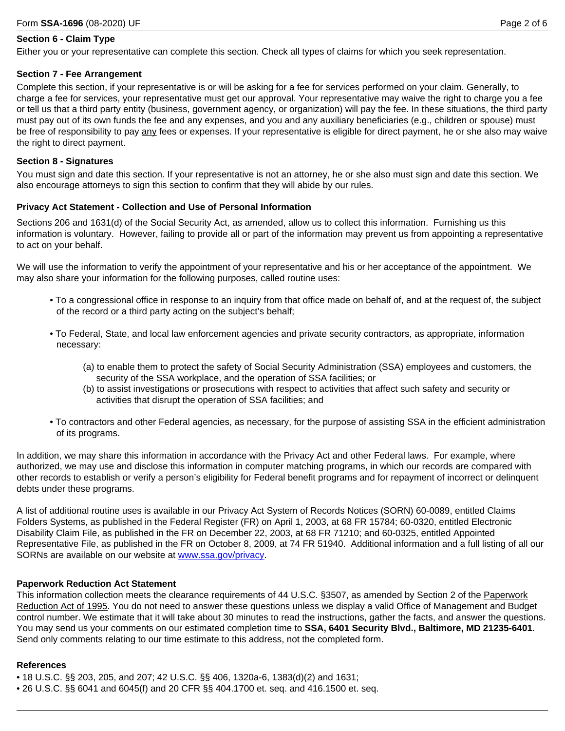### Section 6 - Claim Type

Either you or your representative can complete this section. Check all types of claims for which you seek representation.

### Section 7 - Fee Arrangement

Complete this section, if your representative is or will be asking for a fee for services performed on your claim. Generally, to charge a fee for services, your representative must get our approval. Your representative may waive the right to charge you a fee or tell us that a third party entity (business, government agency, or organization) will pay the fee. In these situations, the third party must pay out of its own funds the fee and any expenses, and you and any auxiliary beneficiaries (e.g., children or spouse) must be free of responsibility to pay any fees or expenses. If your representative is eligible for direct payment, he or she also may waive the right to direct payment.

### Section 8 - Signatures

You must sign and date this section. If your representative is not an attorney, he or she also must sign and date this section. We also encourage attorneys to sign this section to confirm that they will abide by our rules.

### Privacy Act Statement - Collection and Use of Personal Information

Sections 206 and 1631(d) of the Social Security Act, as amended, allow us to collect this information. Furnishing us this information is voluntary. However, failing to provide all or part of the information may prevent us from appointing a representative to act on your behalf.

We will use the information to verify the appointment of your representative and his or her acceptance of the appointment. We may also share your information for the following purposes, called routine uses:

- To a congressional office in response to an inquiry from that office made on behalf of, and at the request of, the subject of the record or a third party acting on the subject's behalf;
- To Federal, State, and local law enforcement agencies and private security contractors, as appropriate, information necessary:
  - (a) to enable them to protect the safety of Social Security Administration (SSA) employees and customers, the security of the SSA workplace, and the operation of SSA facilities; or
  - (b) to assist investigations or prosecutions with respect to activities that affect such safety and security or activities that disrupt the operation of SSA facilities; and
- To contractors and other Federal agencies, as necessary, for the purpose of assisting SSA in the efficient administration of its programs.

In addition, we may share this information in accordance with the Privacy Act and other Federal laws. For example, where authorized, we may use and disclose this information in computer matching programs, in which our records are compared with other records to establish or verify a person's eligibility for Federal benefit programs and for repayment of incorrect or delinquent debts under these programs.

A list of additional routine uses is available in our Privacy Act System of Records Notices (SORN) 60-0089, entitled Claims Folders Systems, as published in the Federal Register (FR) on April 1, 2003, at 68 FR 15784; 60-0320, entitled Electronic Disability Claim File, as published in the FR on December 22, 2003, at 68 FR 71210; and 60-0325, entitled Appointed Representative File, as published in the FR on October 8, 2009, at 74 FR 51940. Additional information and a full listing of all our SORNs are available on our website at www.ssa.gov/privacy.

### Paperwork Reduction Act Statement

This information collection meets the clearance requirements of 44 U.S.C. §3507, as amended by Section 2 of the Paperwork Reduction Act of 1995. You do not need to answer these questions unless we display a valid Office of Management and Budget control number. We estimate that it will take about 30 minutes to read the instructions, gather the facts, and answer the questions. You may send us your comments on our estimated completion time to **SSA, 6401 Security Blvd., Baltimore, MD 21235-6401**. Send only comments relating to our time estimate to this address, not the completed form.

### References

- 18 U.S.C. §§ 203, 205, and 207; 42 U.S.C. §§ 406, 1320a-6, 1383(d)(2) and 1631;
- 26 U.S.C. §§ 6041 and 6045(f) and 20 CFR §§ 404.1700 et. seq. and 416.1500 et. seq.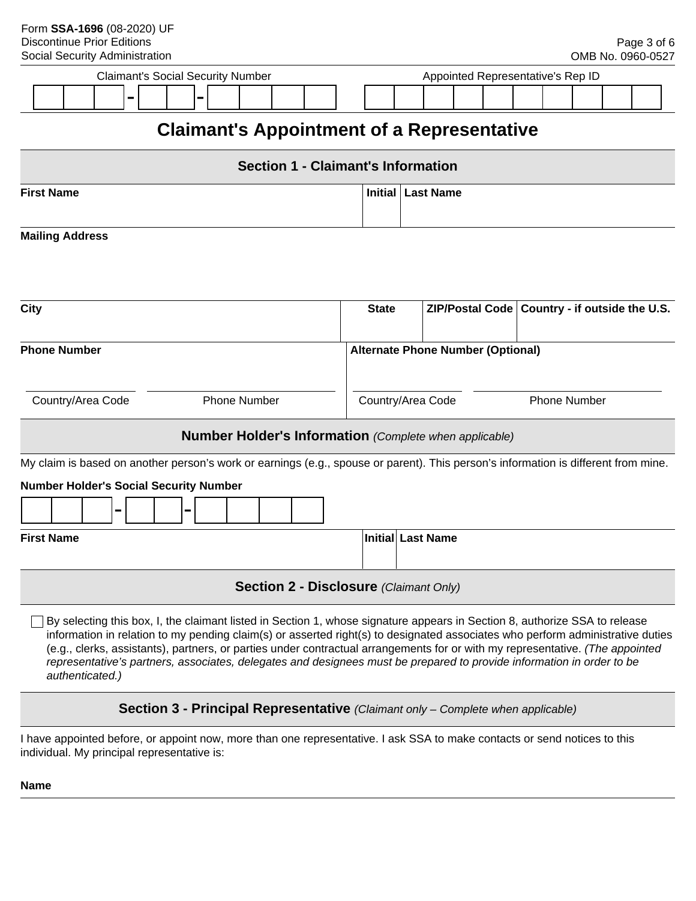Claimant's Social Security Number: ___ - __ - ____

Appointed Representative's Rep ID: __________

# Claimant's Appointment of a Representative

## Section 1 - Claimant's Information

| First Name | Initial | Last Name |
| --- | --- | --- |
| | | |

**Mailing Address**

| City | State | ZIP/Postal Code | Country - if outside the U.S. |
| --- | --- | --- | --- |
| | | | |

| Phone Number | | Alternate Phone Number (Optional) | |
| --- | --- | --- | --- |
| Country/Area Code | Phone Number | Country/Area Code | Phone Number |

## Number Holder's Information *(Complete when applicable)*

My claim is based on another person's work or earnings (e.g., spouse or parent). This person's information is different from mine.

**Number Holder's Social Security Number**

___ - __ - ____

| First Name | Initial | Last Name |
| --- | --- | --- |
| | | |

## Section 2 - Disclosure *(Claimant Only)*

☐ By selecting this box, I, the claimant listed in Section 1, whose signature appears in Section 8, authorize SSA to release information in relation to my pending claim(s) or asserted right(s) to designated associates who perform administrative duties (e.g., clerks, assistants), partners, or parties under contractual arrangements for or with my representative. *(The appointed representative's partners, associates, delegates and designees must be prepared to provide information in order to be authenticated.)*

## Section 3 - Principal Representative *(Claimant only – Complete when applicable)*

I have appointed before, or appoint now, more than one representative. I ask SSA to make contacts or send notices to this individual. My principal representative is:

**Name**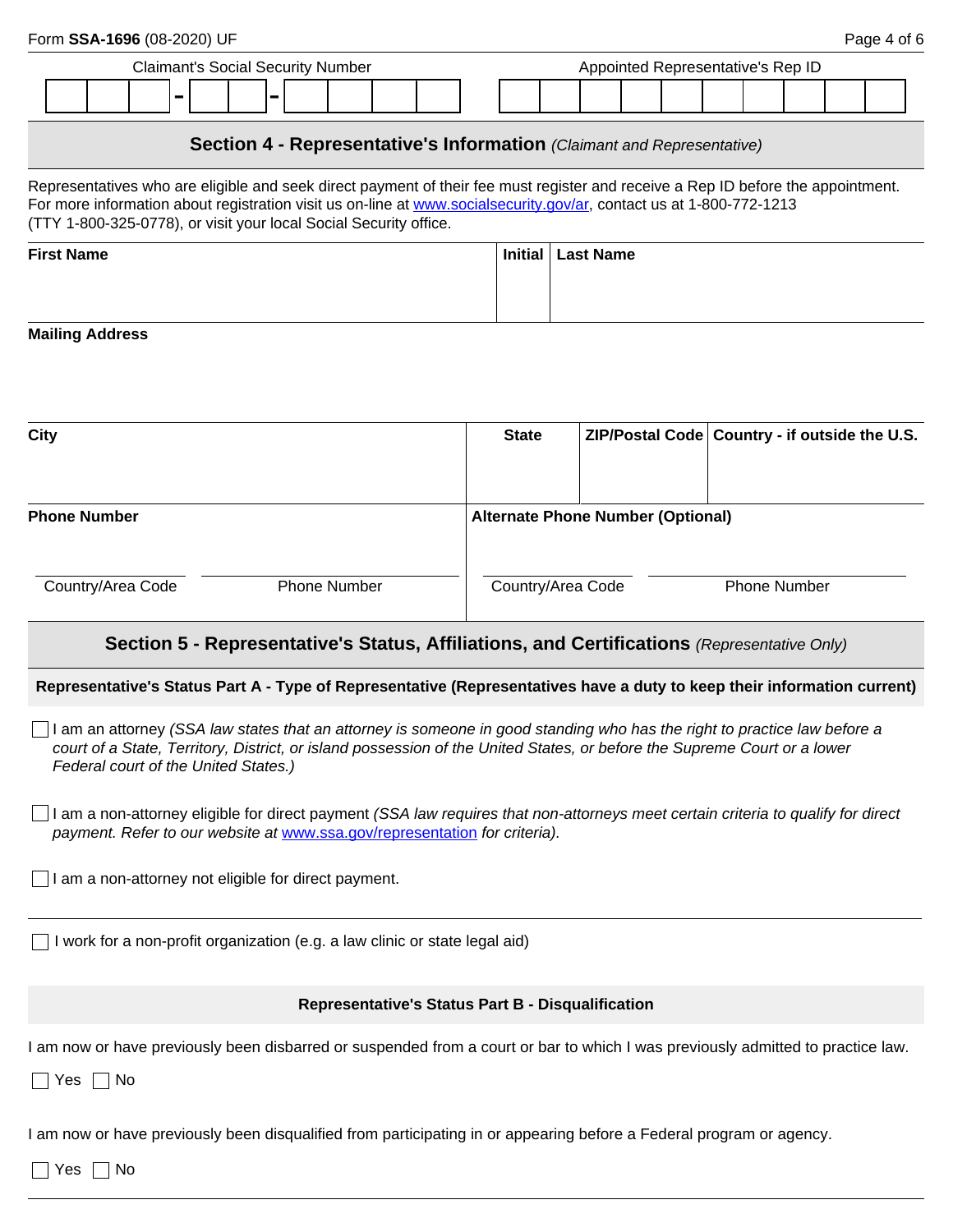Claimant's Social Security Number: ___-__-____

Appointed Representative's Rep ID: __________

## Section 4 - Representative's Information *(Claimant and Representative)*

Representatives who are eligible and seek direct payment of their fee must register and receive a Rep ID before the appointment. For more information about registration visit us on-line at www.socialsecurity.gov/ar, contact us at 1-800-772-1213 (TTY 1-800-325-0778), or visit your local Social Security office.

| First Name | Initial | Last Name |
|---|---|---|
| | | |

**Mailing Address**

| City | State | ZIP/Postal Code | Country - if outside the U.S. |
|---|---|---|---|
| | | | |

| Phone Number | | Alternate Phone Number (Optional) | |
|---|---|---|---|
| Country/Area Code | Phone Number | Country/Area Code | Phone Number |

## Section 5 - Representative's Status, Affiliations, and Certifications *(Representative Only)*

### Representative's Status Part A - Type of Representative (Representatives have a duty to keep their information current)

☐ I am an attorney *(SSA law states that an attorney is someone in good standing who has the right to practice law before a court of a State, Territory, District, or island possession of the United States, or before the Supreme Court or a lower Federal court of the United States.)*

☐ I am a non-attorney eligible for direct payment *(SSA law requires that non-attorneys meet certain criteria to qualify for direct payment. Refer to our website at www.ssa.gov/representation for criteria).*

☐ I am a non-attorney not eligible for direct payment.

☐ I work for a non-profit organization (e.g. a law clinic or state legal aid)

### Representative's Status Part B - Disqualification

I am now or have previously been disbarred or suspended from a court or bar to which I was previously admitted to practice law.

☐ Yes ☐ No

I am now or have previously been disqualified from participating in or appearing before a Federal program or agency.

☐ Yes ☐ No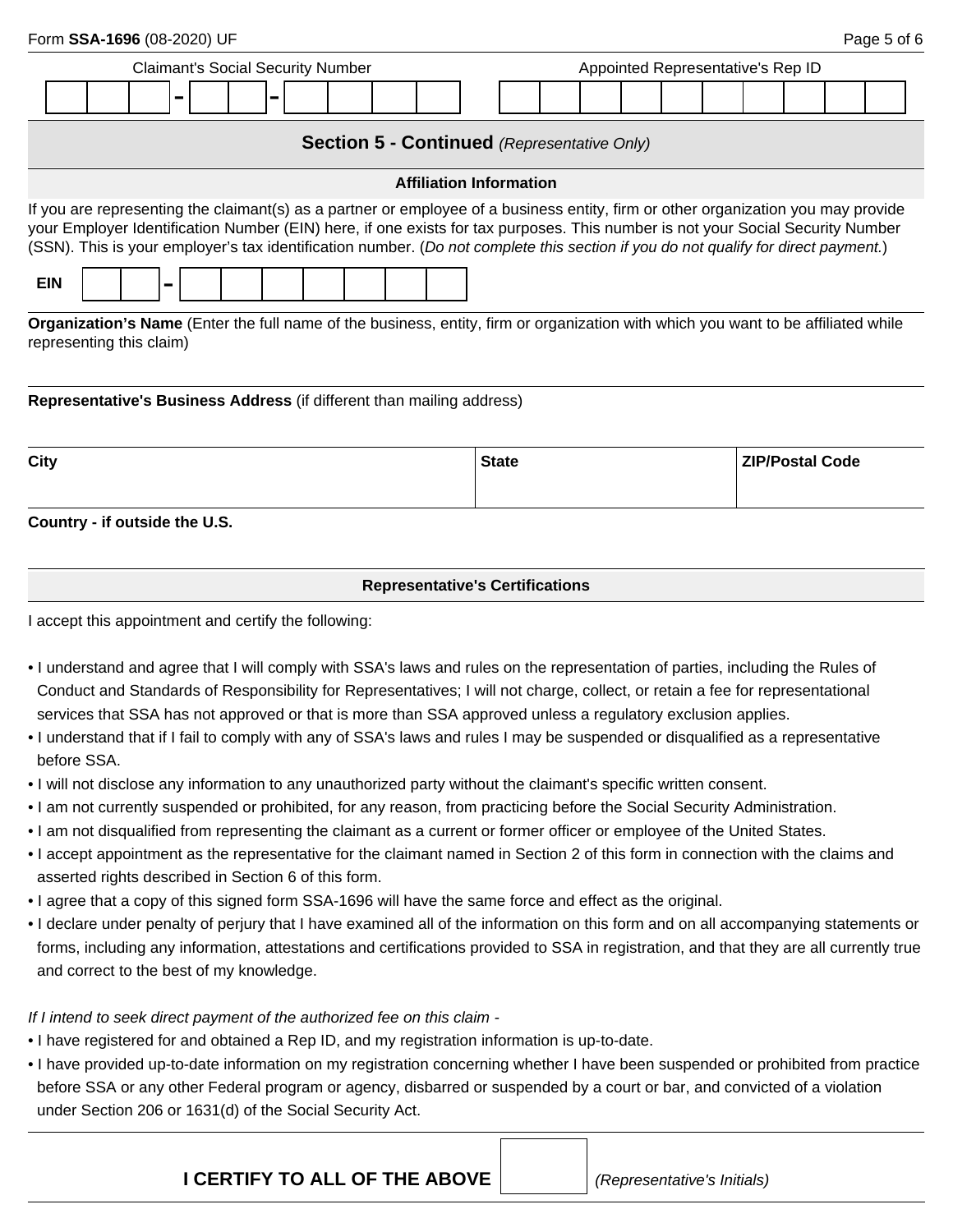| Claimant's Social Security Number | Appointed Representative's Rep ID |
| --- | --- |
| ___ - __ - ____ | |

## Section 5 - Continued *(Representative Only)*

### Affiliation Information

If you are representing the claimant(s) as a partner or employee of a business entity, firm or other organization you may provide your Employer Identification Number (EIN) here, if one exists for tax purposes. This number is not your Social Security Number (SSN). This is your employer's tax identification number. (*Do not complete this section if you do not qualify for direct payment.*)

**EIN** __ - _______

**Organization's Name** (Enter the full name of the business, entity, firm or organization with which you want to be affiliated while representing this claim)

**Representative's Business Address** (if different than mailing address)

| City | State | ZIP/Postal Code |
| --- | --- | --- |
| | | |

**Country - if outside the U.S.**

### Representative's Certifications

I accept this appointment and certify the following:

- I understand and agree that I will comply with SSA's laws and rules on the representation of parties, including the Rules of Conduct and Standards of Responsibility for Representatives; I will not charge, collect, or retain a fee for representational services that SSA has not approved or that is more than SSA approved unless a regulatory exclusion applies.
- I understand that if I fail to comply with any of SSA's laws and rules I may be suspended or disqualified as a representative before SSA.
- I will not disclose any information to any unauthorized party without the claimant's specific written consent.
- I am not currently suspended or prohibited, for any reason, from practicing before the Social Security Administration.
- I am not disqualified from representing the claimant as a current or former officer or employee of the United States.
- I accept appointment as the representative for the claimant named in Section 2 of this form in connection with the claims and asserted rights described in Section 6 of this form.
- I agree that a copy of this signed form SSA-1696 will have the same force and effect as the original.
- I declare under penalty of perjury that I have examined all of the information on this form and on all accompanying statements or forms, including any information, attestations and certifications provided to SSA in registration, and that they are all currently true and correct to the best of my knowledge.

*If I intend to seek direct payment of the authorized fee on this claim -*

- I have registered for and obtained a Rep ID, and my registration information is up-to-date.
- I have provided up-to-date information on my registration concerning whether I have been suspended or prohibited from practice before SSA or any other Federal program or agency, disbarred or suspended by a court or bar, and convicted of a violation under Section 206 or 1631(d) of the Social Security Act.

**I CERTIFY TO ALL OF THE ABOVE** ______ *(Representative's Initials)*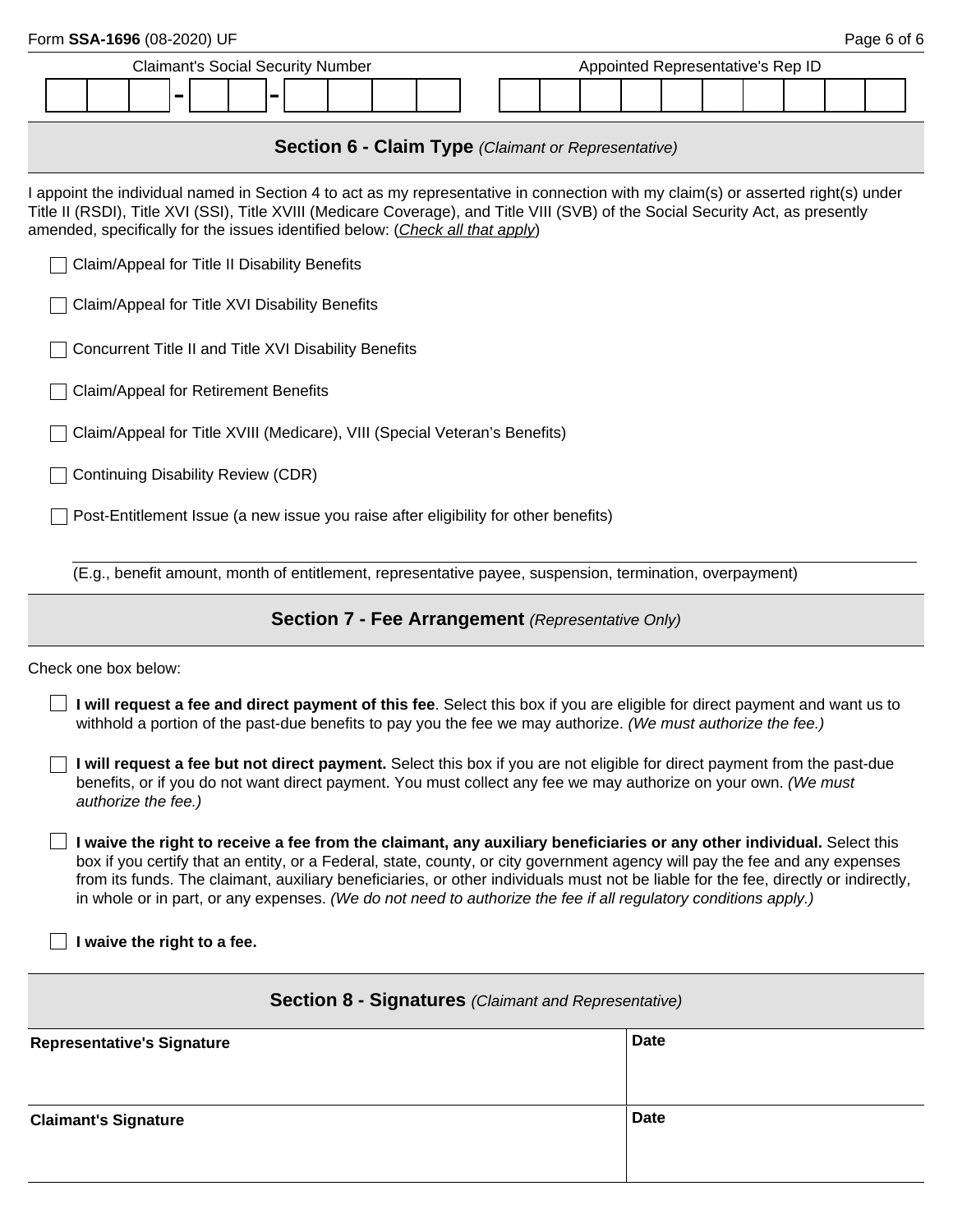Claimant's Social Security Number

Appointed Representative's Rep ID

## Section 6 - Claim Type *(Claimant or Representative)*

I appoint the individual named in Section 4 to act as my representative in connection with my claim(s) or asserted right(s) under Title II (RSDI), Title XVI (SSI), Title XVIII (Medicare Coverage), and Title VIII (SVB) of the Social Security Act, as presently amended, specifically for the issues identified below: (*Check all that apply*)

- ☐ Claim/Appeal for Title II Disability Benefits
- ☐ Claim/Appeal for Title XVI Disability Benefits
- ☐ Concurrent Title II and Title XVI Disability Benefits
- ☐ Claim/Appeal for Retirement Benefits
- ☐ Claim/Appeal for Title XVIII (Medicare), VIII (Special Veteran's Benefits)
- ☐ Continuing Disability Review (CDR)
- ☐ Post-Entitlement Issue (a new issue you raise after eligibility for other benefits)

(E.g., benefit amount, month of entitlement, representative payee, suspension, termination, overpayment)

## Section 7 - Fee Arrangement *(Representative Only)*

Check one box below:

- ☐ **I will request a fee and direct payment of this fee**. Select this box if you are eligible for direct payment and want us to withhold a portion of the past-due benefits to pay you the fee we may authorize. *(We must authorize the fee.)*
- ☐ **I will request a fee but not direct payment.** Select this box if you are not eligible for direct payment from the past-due benefits, or if you do not want direct payment. You must collect any fee we may authorize on your own. *(We must authorize the fee.)*
- ☐ **I waive the right to receive a fee from the claimant, any auxiliary beneficiaries or any other individual.** Select this box if you certify that an entity, or a Federal, state, county, or city government agency will pay the fee and any expenses from its funds. The claimant, auxiliary beneficiaries, or other individuals must not be liable for the fee, directly or indirectly, in whole or in part, or any expenses. *(We do not need to authorize the fee if all regulatory conditions apply.)*
- ☐ **I waive the right to a fee.**

## Section 8 - Signatures *(Claimant and Representative)*

| **Representative's Signature** | **Date** |
|---|---|
| | |
| **Claimant's Signature** | **Date** |
| | |